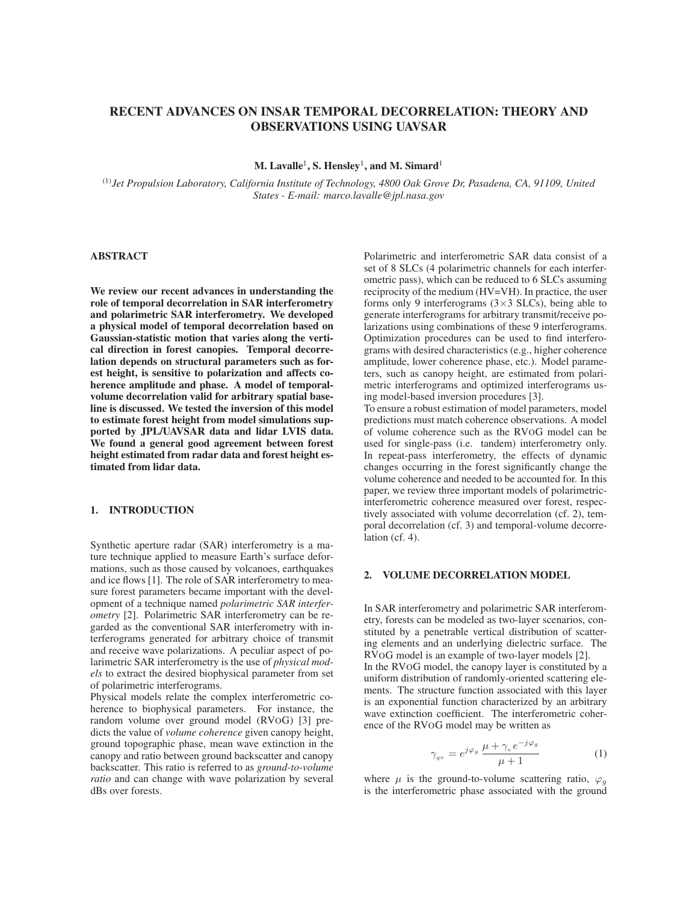# RECENT ADVANCES ON INSAR TEMPORAL DECORRELATION: THEORY AND OBSERVATIONS USING UAVSAR

**M. Lavalle[1], S. Hensley[1], and M. Simard[1]**

(1) *Jet Propulsion Laboratory, California Institute of Technology, 4800 Oak Grove Dr, Pasadena, CA, 91109, United States - E-mail: marco.lavalle@jpl.nasa.gov*

## ABSTRACT

**We review our recent advances in understanding the role of temporal decorrelation in SAR interferometry and polarimetric SAR interferometry. We developed a physical model of temporal decorrelation based on Gaussian-statistic motion that varies along the vertical direction in forest canopies. Temporal decorrelation depends on structural parameters such as forest height, is sensitive to polarization and affects coherence amplitude and phase. A model of temporal-volume decorrelation valid for arbitrary spatial baseline is discussed. We tested the inversion of this model to estimate forest height from model simulations supported by JPL/UAVSAR data and lidar LVIS data. We found a general good agreement between forest height estimated from radar data and forest height estimated from lidar data.**

## 1. INTRODUCTION

Synthetic aperture radar (SAR) interferometry is a mature technique applied to measure Earth's surface deformations, such as those caused by volcanoes, earthquakes and ice flows [1]. The role of SAR interferometry to measure forest parameters became important with the development of a technique named *polarimetric SAR interferometry* [2]. Polarimetric SAR interferometry can be regarded as the conventional SAR interferometry with interferograms generated for arbitrary choice of transmit and receive wave polarizations. A peculiar aspect of polarimetric SAR interferometry is the use of *physical models* to extract the desired biophysical parameter from set of polarimetric interferograms.

Physical models relate the complex interferometric coherence to biophysical parameters. For instance, the random volume over ground model (RVoG) [3] predicts the value of *volume coherence* given canopy height, ground topographic phase, mean wave extinction in the canopy and ratio between ground backscatter and canopy backscatter. This ratio is referred to as *ground-to-volume ratio* and can change with wave polarization by several dBs over forests.

Polarimetric and interferometric SAR data consist of a set of 8 SLCs (4 polarimetric channels for each interferometric pass), which can be reduced to 6 SLCs assuming reciprocity of the medium (HV=VH). In practice, the user forms only 9 interferograms (3×3 SLCs), being able to generate interferograms for arbitrary transmit/receive polarizations using combinations of these 9 interferograms. Optimization procedures can be used to find interferograms with desired characteristics (e.g., higher coherence amplitude, lower coherence phase, etc.). Model parameters, such as canopy height, are estimated from polarimetric interferograms and optimized interferograms using model-based inversion procedures [3].

To ensure a robust estimation of model parameters, model predictions must match coherence observations. A model of volume coherence such as the RVoG model can be used for single-pass (i.e. tandem) interferometry only. In repeat-pass interferometry, the effects of dynamic changes occurring in the forest significantly change the volume coherence and needed to be accounted for. In this paper, we review three important models of polarimetric-interferometric coherence measured over forest, respectively associated with volume decorrelation (cf. 2), temporal decorrelation (cf. 3) and temporal-volume decorrelation (cf. 4).

## 2. VOLUME DECORRELATION MODEL

In SAR interferometry and polarimetric SAR interferometry, forests can be modeled as two-layer scenarios, constituted by a penetrable vertical distribution of scattering elements and an underlying dielectric surface. The RVoG model is an example of two-layer models [2].

In the RVoG model, the canopy layer is constituted by a uniform distribution of randomly-oriented scattering elements. The structure function associated with this layer is an exponential function characterized by an arbitrary wave extinction coefficient. The interferometric coherence of the RVoG model may be written as

$$\gamma_{gv} = e^{j\varphi_g} \, \frac{\mu + \gamma_v e^{-j\varphi_g}}{\mu + 1} \tag{1}$$

where $\mu$ is the ground-to-volume scattering ratio, $\varphi_g$ is the interferometric phase associated with the ground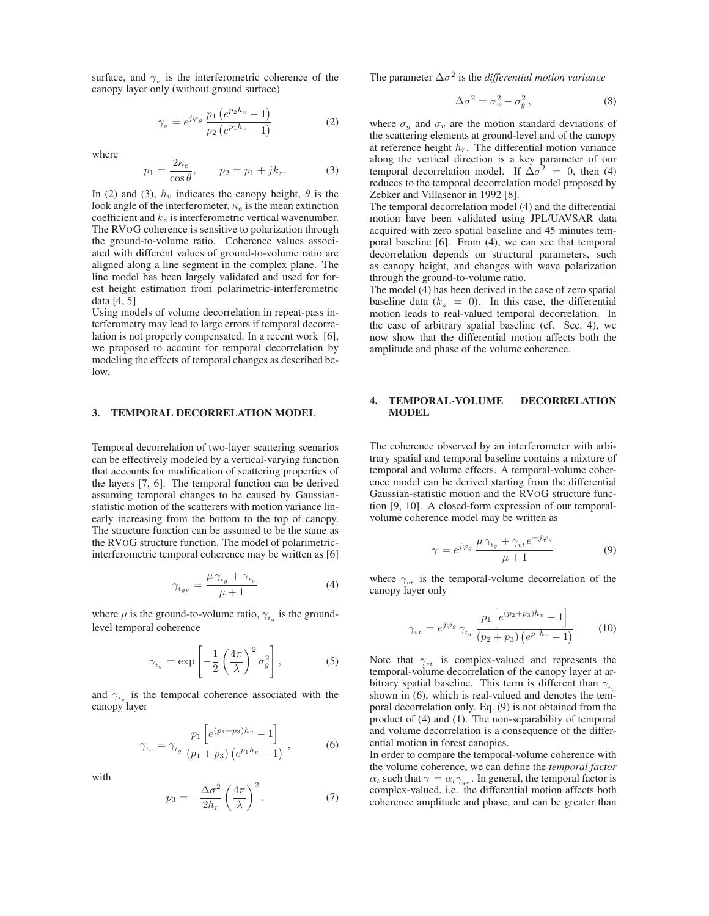surface, and $\gamma_v$ is the interferometric coherence of the canopy layer only (without ground surface)

$$\gamma_v = e^{j\varphi_g} \frac{p_1 \left(e^{p_2 h_v} - 1\right)}{p_2 \left(e^{p_1 h_v} - 1\right)} \tag{2}$$

where

$$p_1 = \frac{2\kappa_e}{\cos\theta}, \qquad p_2 = p_1 + jk_z. \tag{3}$$

In (2) and (3), $h_v$ indicates the canopy height, $\theta$ is the look angle of the interferometer, $\kappa_e$ is the mean extinction coefficient and $k_z$ is interferometric vertical wavenumber. The RVoG coherence is sensitive to polarization through the ground-to-volume ratio. Coherence values associated with different values of ground-to-volume ratio are aligned along a line segment in the complex plane. The line model has been largely validated and used for forest height estimation from polarimetric-interferometric data [4, 5]

Using models of volume decorrelation in repeat-pass interferometry may lead to large errors if temporal decorrelation is not properly compensated. In a recent work [6], we proposed to account for temporal decorrelation by modeling the effects of temporal changes as described below.

## 3. TEMPORAL DECORRELATION MODEL

Temporal decorrelation of two-layer scattering scenarios can be effectively modeled by a vertical-varying function that accounts for modification of scattering properties of the layers [7, 6]. The temporal function can be derived assuming temporal changes to be caused by Gaussian-statistic motion of the scatterers with motion variance linearly increasing from the bottom to the top of canopy. The structure function can be assumed to be the same as the RVoG structure function. The model of polarimetric-interferometric temporal coherence may be written as [6]

$$\gamma_{t_{gv}} = \frac{\mu\, \gamma_{t_g} + \gamma_{t_v}}{\mu + 1} \tag{4}$$

where $\mu$ is the ground-to-volume ratio, $\gamma_{t_g}$ is the ground-level temporal coherence

$$\gamma_{t_g} = \exp\left[-\frac{1}{2}\left(\frac{4\pi}{\lambda}\right)^2 \sigma_g^2\right], \tag{5}$$

and $\gamma_{t_v}$ is the temporal coherence associated with the canopy layer

$$\gamma_{t_v} = \gamma_{t_g} \frac{p_1 \left[e^{(p_1+p_3)h_v} - 1\right]}{(p_1+p_3)\left(e^{p_1 h_v} - 1\right)}, \tag{6}$$

with

$$p_3 = -\frac{\Delta\sigma^2}{2h_r}\left(\frac{4\pi}{\lambda}\right)^2. \tag{7}$$

The parameter $\Delta\sigma^2$ is the *differential motion variance*

$$\Delta\sigma^2 = \sigma_v^2 - \sigma_g^2, \tag{8}$$

where $\sigma_g$ and $\sigma_v$ are the motion standard deviations of the scattering elements at ground-level and of the canopy at reference height $h_r$. The differential motion variance along the vertical direction is a key parameter of our temporal decorrelation model. If $\Delta\sigma^2 = 0$, then (4) reduces to the temporal decorrelation model proposed by Zebker and Villasenor in 1992 [8].

The temporal decorrelation model (4) and the differential motion have been validated using JPL/UAVSAR data acquired with zero spatial baseline and 45 minutes temporal baseline [6]. From (4), we can see that temporal decorrelation depends on structural parameters, such as canopy height, and changes with wave polarization through the ground-to-volume ratio.

The model (4) has been derived in the case of zero spatial baseline data ($k_z = 0$). In this case, the differential motion leads to real-valued temporal decorrelation. In the case of arbitrary spatial baseline (cf. Sec. 4), we now show that the differential motion affects both the amplitude and phase of the volume coherence.

## 4. TEMPORAL-VOLUME DECORRELATION MODEL

The coherence observed by an interferometer with arbitrary spatial and temporal baseline contains a mixture of temporal and volume effects. A temporal-volume coherence model can be derived starting from the differential Gaussian-statistic motion and the RVoG structure function [9, 10]. A closed-form expression of our temporal-volume coherence model may be written as

$$\gamma = e^{j\varphi_g} \frac{\mu\, \gamma_{t_g} + \gamma_{vt}\, e^{-j\varphi_g}}{\mu + 1} \tag{9}$$

where $\gamma_{vt}$ is the temporal-volume decorrelation of the canopy layer only

$$\gamma_{vt} = e^{j\varphi_g}\, \gamma_{t_g} \frac{p_1 \left[e^{(p_2+p_3)h_v} - 1\right]}{(p_2+p_3)\left(e^{p_1 h_v} - 1\right)}. \tag{10}$$

Note that $\gamma_{vt}$ is complex-valued and represents the temporal-volume decorrelation of the canopy layer at arbitrary spatial baseline. This term is different than $\gamma_{t_v}$ shown in (6), which is real-valued and denotes the temporal decorrelation only. Eq. (9) is not obtained from the product of (4) and (1). The non-separability of temporal and volume decorrelation is a consequence of the differential motion in forest canopies.

In order to compare the temporal-volume coherence with the volume coherence, we can define the *temporal factor* $\alpha_t$ such that $\gamma = \alpha_t \gamma_{gv}$. In general, the temporal factor is complex-valued, i.e. the differential motion affects both coherence amplitude and phase, and can be greater than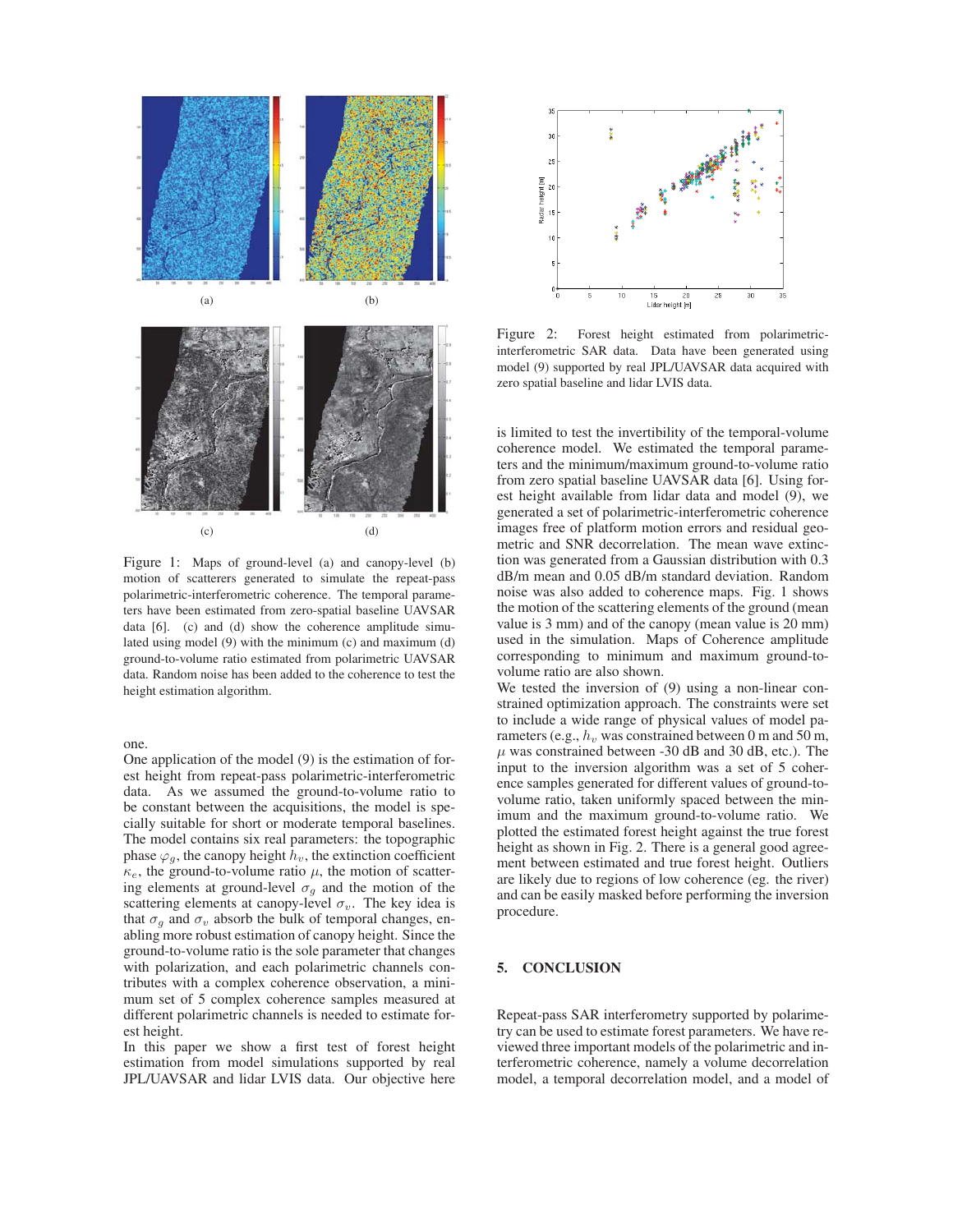Figure 1: Maps of ground-level (a) and canopy-level (b) motion of scatterers generated to simulate the repeat-pass polarimetric-interferometric coherence. The temporal parameters have been estimated from zero-spatial baseline UAVSAR data [6]. (c) and (d) show the coherence amplitude simulated using model (9) with the minimum (c) and maximum (d) ground-to-volume ratio estimated from polarimetric UAVSAR data. Random noise has been added to the coherence to test the height estimation algorithm.

one.

One application of the model (9) is the estimation of forest height from repeat-pass polarimetric-interferometric data. As we assumed the ground-to-volume ratio to be constant between the acquisitions, the model is specially suitable for short or moderate temporal baselines. The model contains six real parameters: the topographic phase $\varphi_g$, the canopy height $h_v$, the extinction coefficient $\kappa_e$, the ground-to-volume ratio $\mu$, the motion of scattering elements at ground-level $\sigma_g$ and the motion of the scattering elements at canopy-level $\sigma_v$. The key idea is that $\sigma_g$ and $\sigma_v$ absorb the bulk of temporal changes, enabling more robust estimation of canopy height. Since the ground-to-volume ratio is the sole parameter that changes with polarization, and each polarimetric channels contributes with a complex coherence observation, a minimum set of 5 complex coherence samples measured at different polarimetric channels is needed to estimate forest height.

In this paper we show a first test of forest height estimation from model simulations supported by real JPL/UAVSAR and lidar LVIS data. Our objective here is limited to test the invertibility of the temporal-volume coherence model. We estimated the temporal parameters and the minimum/maximum ground-to-volume ratio from zero spatial baseline UAVSAR data [6]. Using forest height available from lidar data and model (9), we generated a set of polarimetric-interferometric coherence images free of platform motion errors and residual geometric and SNR decorrelation. The mean wave extinction was generated from a Gaussian distribution with 0.3 dB/m mean and 0.05 dB/m standard deviation. Random noise was also added to coherence maps. Fig. 1 shows the motion of the scattering elements of the ground (mean value is 3 mm) and of the canopy (mean value is 20 mm) used in the simulation. Maps of Coherence amplitude corresponding to minimum and maximum ground-to-volume ratio are also shown.

We tested the inversion of (9) using a non-linear constrained optimization approach. The constraints were set to include a wide range of physical values of model parameters (e.g., $h_v$ was constrained between 0 m and 50 m, $\mu$ was constrained between -30 dB and 30 dB, etc.). The input to the inversion algorithm was a set of 5 coherence samples generated for different values of ground-to-volume ratio, taken uniformly spaced between the minimum and the maximum ground-to-volume ratio. We plotted the estimated forest height against the true forest height as shown in Fig. 2. There is a general good agreement between estimated and true forest height. Outliers are likely due to regions of low coherence (eg. the river) and can be easily masked before performing the inversion procedure.

Figure 2: Forest height estimated from polarimetric-interferometric SAR data. Data have been generated using model (9) supported by real JPL/UAVSAR data acquired with zero spatial baseline and lidar LVIS data.

## 5. CONCLUSION

Repeat-pass SAR interferometry supported by polarimetry can be used to estimate forest parameters. We have reviewed three important models of the polarimetric and interferometric coherence, namely a volume decorrelation model, a temporal decorrelation model, and a model of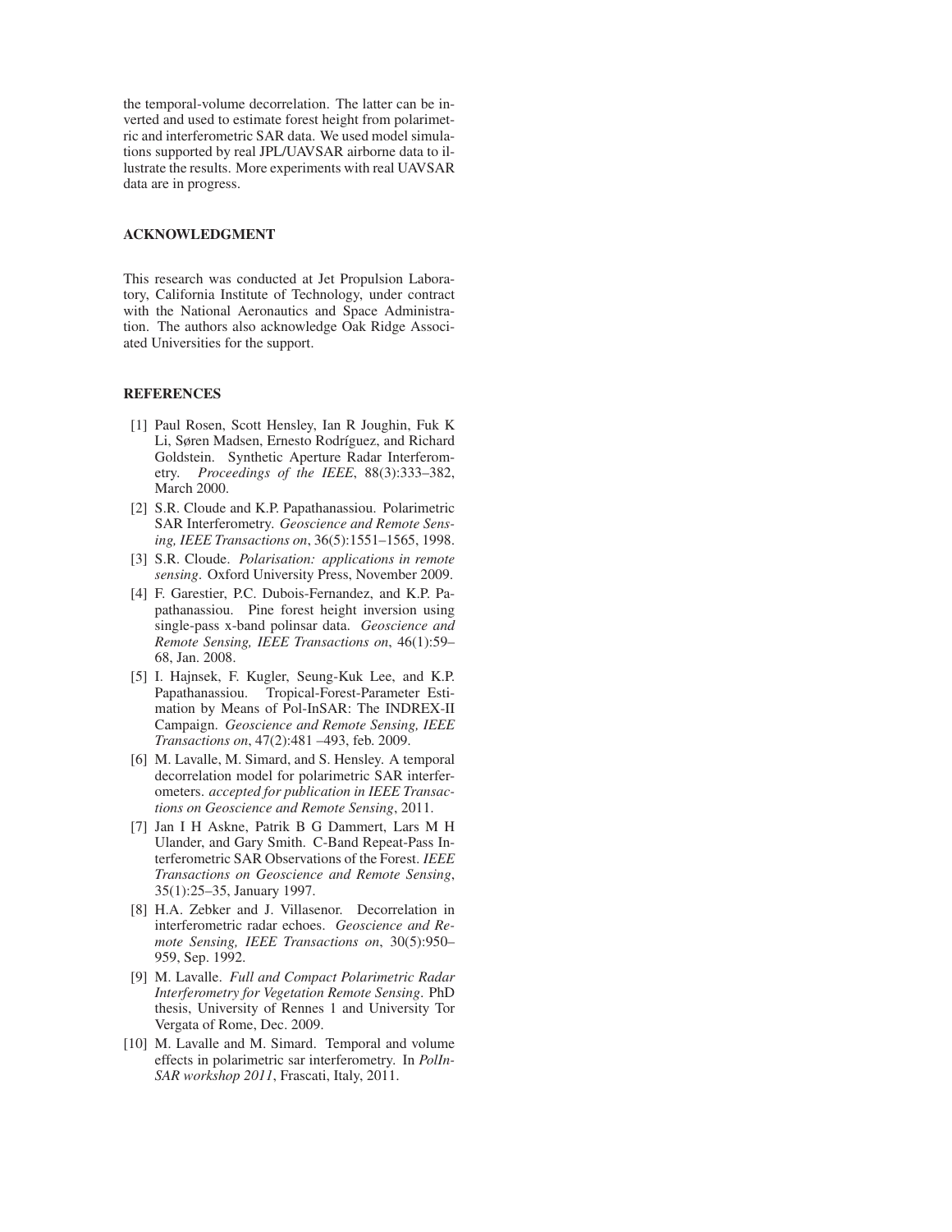the temporal-volume decorrelation. The latter can be inverted and used to estimate forest height from polarimetric and interferometric SAR data. We used model simulations supported by real JPL/UAVSAR airborne data to illustrate the results. More experiments with real UAVSAR data are in progress.

## ACKNOWLEDGMENT

This research was conducted at Jet Propulsion Laboratory, California Institute of Technology, under contract with the National Aeronautics and Space Administration. The authors also acknowledge Oak Ridge Associated Universities for the support.

## REFERENCES

[1] Paul Rosen, Scott Hensley, Ian R Joughin, Fuk K Li, Søren Madsen, Ernesto Rodríguez, and Richard Goldstein. Synthetic Aperture Radar Interferometry. *Proceedings of the IEEE*, 88(3):333–382, March 2000.

[2] S.R. Cloude and K.P. Papathanassiou. Polarimetric SAR Interferometry. *Geoscience and Remote Sensing, IEEE Transactions on*, 36(5):1551–1565, 1998.

[3] S.R. Cloude. *Polarisation: applications in remote sensing*. Oxford University Press, November 2009.

[4] F. Garestier, P.C. Dubois-Fernandez, and K.P. Papathanassiou. Pine forest height inversion using single-pass x-band polinsar data. *Geoscience and Remote Sensing, IEEE Transactions on*, 46(1):59–68, Jan. 2008.

[5] I. Hajnsek, F. Kugler, Seung-Kuk Lee, and K.P. Papathanassiou. Tropical-Forest-Parameter Estimation by Means of Pol-InSAR: The INDREX-II Campaign. *Geoscience and Remote Sensing, IEEE Transactions on*, 47(2):481 –493, feb. 2009.

[6] M. Lavalle, M. Simard, and S. Hensley. A temporal decorrelation model for polarimetric SAR interferometers. *accepted for publication in IEEE Transactions on Geoscience and Remote Sensing*, 2011.

[7] Jan I H Askne, Patrik B G Dammert, Lars M H Ulander, and Gary Smith. C-Band Repeat-Pass Interferometric SAR Observations of the Forest. *IEEE Transactions on Geoscience and Remote Sensing*, 35(1):25–35, January 1997.

[8] H.A. Zebker and J. Villasenor. Decorrelation in interferometric radar echoes. *Geoscience and Remote Sensing, IEEE Transactions on*, 30(5):950–959, Sep. 1992.

[9] M. Lavalle. *Full and Compact Polarimetric Radar Interferometry for Vegetation Remote Sensing*. PhD thesis, University of Rennes 1 and University Tor Vergata of Rome, Dec. 2009.

[10] M. Lavalle and M. Simard. Temporal and volume effects in polarimetric sar interferometry. In *PolIn-SAR workshop 2011*, Frascati, Italy, 2011.